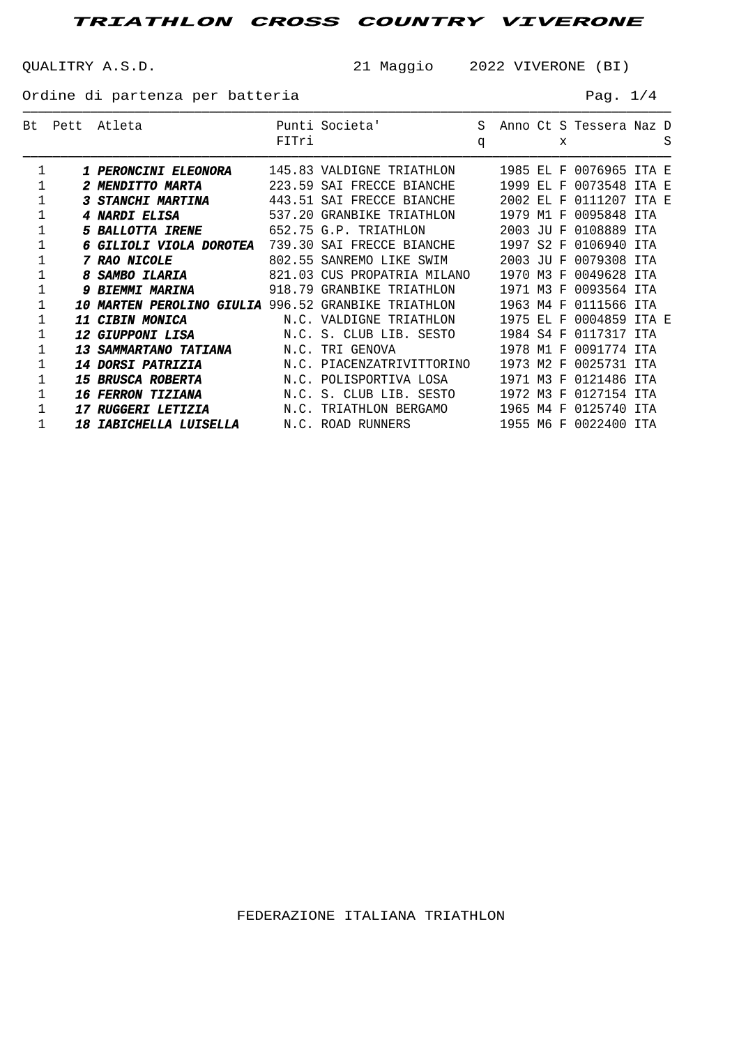# TRIATHLON CROSS COUNTRY VIVERONE

QUALITRY A.S.D. 21 Maggio 2022 VIVERONE (BI)

Ordine di partenza per batteria

| Bt | Pett | Atleta | Punti FITri | Societa' | Sq | Anno | Ct | Sx | Tessera | Naz | DS |
|---|---|---|---|---|---|---|---|---|---|---|---|
| 1 | **1** | ***PERONCINI ELEONORA*** | 145.83 | VALDIGNE TRIATHLON | | 1985 | EL | F | 0076965 | ITA | E |
| 1 | **2** | ***MENDITTO MARTA*** | 223.59 | SAI FRECCE BIANCHE | | 1999 | EL | F | 0073548 | ITA | E |
| 1 | **3** | ***STANCHI MARTINA*** | 443.51 | SAI FRECCE BIANCHE | | 2002 | EL | F | 0111207 | ITA | E |
| 1 | **4** | ***NARDI ELISA*** | 537.20 | GRANBIKE TRIATHLON | | 1979 | M1 | F | 0095848 | ITA | |
| 1 | **5** | ***BALLOTTA IRENE*** | 652.75 | G.P. TRIATHLON | | 2003 | JU | F | 0108889 | ITA | |
| 1 | **6** | ***GILIOLI VIOLA DOROTEA*** | 739.30 | SAI FRECCE BIANCHE | | 1997 | S2 | F | 0106940 | ITA | |
| 1 | **7** | ***RAO NICOLE*** | 802.55 | SANREMO LIKE SWIM | | 2003 | JU | F | 0079308 | ITA | |
| 1 | **8** | ***SAMBO ILARIA*** | 821.03 | CUS PROPATRIA MILANO | | 1970 | M3 | F | 0049628 | ITA | |
| 1 | **9** | ***BIEMMI MARINA*** | 918.79 | GRANBIKE TRIATHLON | | 1971 | M3 | F | 0093564 | ITA | |
| 1 | **10** | ***MARTEN PEROLINO GIULIA*** | 996.52 | GRANBIKE TRIATHLON | | 1963 | M4 | F | 0111566 | ITA | |
| 1 | **11** | ***CIBIN MONICA*** | N.C. | VALDIGNE TRIATHLON | | 1975 | EL | F | 0004859 | ITA | E |
| 1 | **12** | ***GIUPPONI LISA*** | N.C. | S. CLUB LIB. SESTO | | 1984 | S4 | F | 0117317 | ITA | |
| 1 | **13** | ***SAMMARTANO TATIANA*** | N.C. | TRI GENOVA | | 1978 | M1 | F | 0091774 | ITA | |
| 1 | **14** | ***DORSI PATRIZIA*** | N.C. | PIACENZATRIVITTORINO | | 1973 | M2 | F | 0025731 | ITA | |
| 1 | **15** | ***BRUSCA ROBERTA*** | N.C. | POLISPORTIVA LOSA | | 1971 | M3 | F | 0121486 | ITA | |
| 1 | **16** | ***FERRON TIZIANA*** | N.C. | S. CLUB LIB. SESTO | | 1972 | M3 | F | 0127154 | ITA | |
| 1 | **17** | ***RUGGERI LETIZIA*** | N.C. | TRIATHLON BERGAMO | | 1965 | M4 | F | 0125740 | ITA | |
| 1 | **18** | ***IABICHELLA LUISELLA*** | N.C. | ROAD RUNNERS | | 1955 | M6 | F | 0022400 | ITA | |

FEDERAZIONE ITALIANA TRIATHLON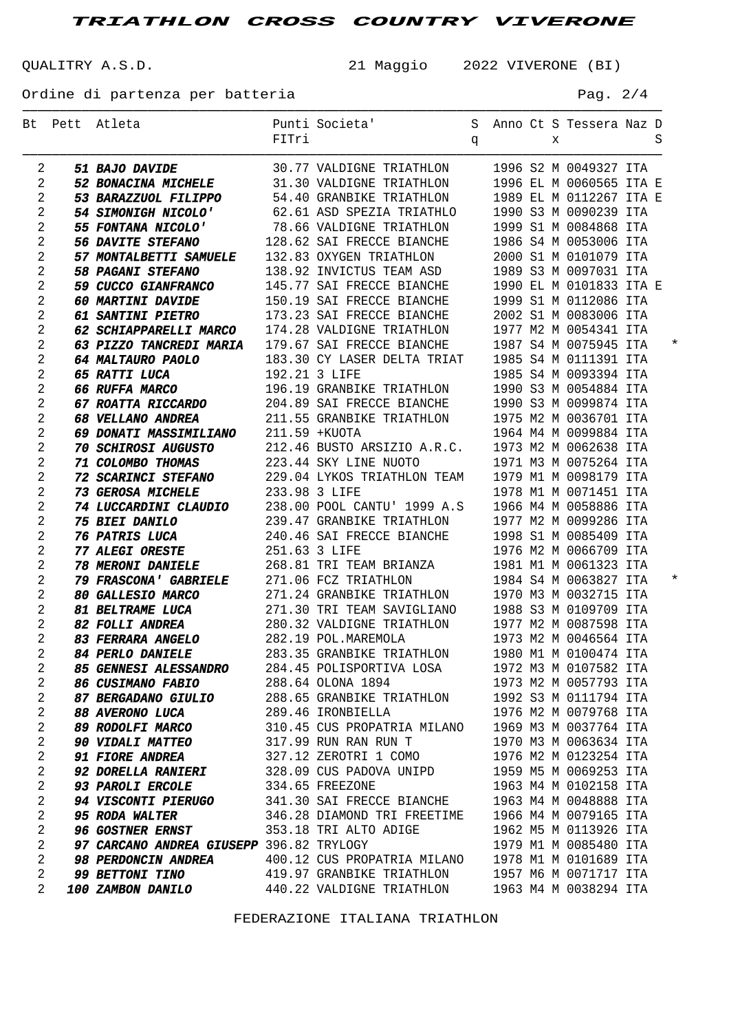# TRIATHLON CROSS COUNTRY VIVERONE

QUALITRY A.S.D. 21 Maggio 2022 VIVERONE (BI)

Ordine di partenza per batteria

| Bt | Pett | Atleta | Punti FITri | Societa' | Sq | Anno | Ct | Sx | Tessera | Naz | DS |
|---|---|---|---|---|---|---|---|---|---|---|---|
| 2 | **51** | ***BAJO DAVIDE*** | 30.77 | VALDIGNE TRIATHLON | | 1996 | S2 | M | 0049327 | ITA | |
| 2 | **52** | ***BONACINA MICHELE*** | 31.30 | VALDIGNE TRIATHLON | | 1996 | EL | M | 0060565 | ITA | E |
| 2 | **53** | ***BARAZZUOL FILIPPO*** | 54.40 | GRANBIKE TRIATHLON | | 1989 | EL | M | 0112267 | ITA | E |
| 2 | **54** | ***SIMONIGH NICOLO'*** | 62.61 | ASD SPEZIA TRIATHLO | | 1990 | S3 | M | 0090239 | ITA | |
| 2 | **55** | ***FONTANA NICOLO'*** | 78.66 | VALDIGNE TRIATHLON | | 1999 | S1 | M | 0084868 | ITA | |
| 2 | **56** | ***DAVITE STEFANO*** | 128.62 | SAI FRECCE BIANCHE | | 1986 | S4 | M | 0053006 | ITA | |
| 2 | **57** | ***MONTALBETTI SAMUELE*** | 132.83 | OXYGEN TRIATHLON | | 2000 | S1 | M | 0101079 | ITA | |
| 2 | **58** | ***PAGANI STEFANO*** | 138.92 | INVICTUS TEAM ASD | | 1989 | S3 | M | 0097031 | ITA | |
| 2 | **59** | ***CUCCO GIANFRANCO*** | 145.77 | SAI FRECCE BIANCHE | | 1990 | EL | M | 0101833 | ITA | E |
| 2 | **60** | ***MARTINI DAVIDE*** | 150.19 | SAI FRECCE BIANCHE | | 1999 | S1 | M | 0112086 | ITA | |
| 2 | **61** | ***SANTINI PIETRO*** | 173.23 | SAI FRECCE BIANCHE | | 2002 | S1 | M | 0083006 | ITA | |
| 2 | **62** | ***SCHIAPPARELLI MARCO*** | 174.28 | VALDIGNE TRIATHLON | | 1977 | M2 | M | 0054341 | ITA | |
| 2 | **63** | ***PIZZO TANCREDI MARIA*** | 179.67 | SAI FRECCE BIANCHE | | 1987 | S4 | M | 0075945 | ITA | * |
| 2 | **64** | ***MALTAURO PAOLO*** | 183.30 | CY LASER DELTA TRIAT | | 1985 | S4 | M | 0111391 | ITA | |
| 2 | **65** | ***RATTI LUCA*** | 192.21 | 3 LIFE | | 1985 | S4 | M | 0093394 | ITA | |
| 2 | **66** | ***RUFFA MARCO*** | 196.19 | GRANBIKE TRIATHLON | | 1990 | S3 | M | 0054884 | ITA | |
| 2 | **67** | ***ROATTA RICCARDO*** | 204.89 | SAI FRECCE BIANCHE | | 1990 | S3 | M | 0099874 | ITA | |
| 2 | **68** | ***VELLANO ANDREA*** | 211.55 | GRANBIKE TRIATHLON | | 1975 | M2 | M | 0036701 | ITA | |
| 2 | **69** | ***DONATI MASSIMILIANO*** | 211.59 | +KUOTA | | 1964 | M4 | M | 0099884 | ITA | |
| 2 | **70** | ***SCHIROSI AUGUSTO*** | 212.46 | BUSTO ARSIZIO A.R.C. | | 1973 | M2 | M | 0062638 | ITA | |
| 2 | **71** | ***COLOMBO THOMAS*** | 223.44 | SKY LINE NUOTO | | 1971 | M3 | M | 0075264 | ITA | |
| 2 | **72** | ***SCARINCI STEFANO*** | 229.04 | LYKOS TRIATHLON TEAM | | 1979 | M1 | M | 0098179 | ITA | |
| 2 | **73** | ***GEROSA MICHELE*** | 233.98 | 3 LIFE | | 1978 | M1 | M | 0071451 | ITA | |
| 2 | **74** | ***LUCCARDINI CLAUDIO*** | 238.00 | POOL CANTU' 1999 A.S | | 1966 | M4 | M | 0058886 | ITA | |
| 2 | **75** | ***BIEI DANILO*** | 239.47 | GRANBIKE TRIATHLON | | 1977 | M2 | M | 0099286 | ITA | |
| 2 | **76** | ***PATRIS LUCA*** | 240.46 | SAI FRECCE BIANCHE | | 1998 | S1 | M | 0085409 | ITA | |
| 2 | **77** | ***ALEGI ORESTE*** | 251.63 | 3 LIFE | | 1976 | M2 | M | 0066709 | ITA | |
| 2 | **78** | ***MERONI DANIELE*** | 268.81 | TRI TEAM BRIANZA | | 1981 | M1 | M | 0061323 | ITA | |
| 2 | **79** | ***FRASCONA' GABRIELE*** | 271.06 | FCZ TRIATHLON | | 1984 | S4 | M | 0063827 | ITA | * |
| 2 | **80** | ***GALLESIO MARCO*** | 271.24 | GRANBIKE TRIATHLON | | 1970 | M3 | M | 0032715 | ITA | |
| 2 | **81** | ***BELTRAME LUCA*** | 271.30 | TRI TEAM SAVIGLIANO | | 1988 | S3 | M | 0109709 | ITA | |
| 2 | **82** | ***FOLLI ANDREA*** | 280.32 | VALDIGNE TRIATHLON | | 1977 | M2 | M | 0087598 | ITA | |
| 2 | **83** | ***FERRARA ANGELO*** | 282.19 | POL.MAREMOLA | | 1973 | M2 | M | 0046564 | ITA | |
| 2 | **84** | ***PERLO DANIELE*** | 283.35 | GRANBIKE TRIATHLON | | 1980 | M1 | M | 0100474 | ITA | |
| 2 | **85** | ***GENNESI ALESSANDRO*** | 284.45 | POLISPORTIVA LOSA | | 1972 | M3 | M | 0107582 | ITA | |
| 2 | **86** | ***CUSIMANO FABIO*** | 288.64 | OLONA 1894 | | 1973 | M2 | M | 0057793 | ITA | |
| 2 | **87** | ***BERGADANO GIULIO*** | 288.65 | GRANBIKE TRIATHLON | | 1992 | S3 | M | 0111794 | ITA | |
| 2 | **88** | ***AVERONO LUCA*** | 289.46 | IRONBIELLA | | 1976 | M2 | M | 0079768 | ITA | |
| 2 | **89** | ***RODOLFI MARCO*** | 310.45 | CUS PROPATRIA MILANO | | 1969 | M3 | M | 0037764 | ITA | |
| 2 | **90** | ***VIDALI MATTEO*** | 317.99 | RUN RAN RUN T | | 1970 | M3 | M | 0063634 | ITA | |
| 2 | **91** | ***FIORE ANDREA*** | 327.12 | ZEROTRI 1 COMO | | 1976 | M2 | M | 0123254 | ITA | |
| 2 | **92** | ***DORELLA RANIERI*** | 328.09 | CUS PADOVA UNIPD | | 1959 | M5 | M | 0069253 | ITA | |
| 2 | **93** | ***PAROLI ERCOLE*** | 334.65 | FREEZONE | | 1963 | M4 | M | 0102158 | ITA | |
| 2 | **94** | ***VISCONTI PIERUGO*** | 341.30 | SAI FRECCE BIANCHE | | 1963 | M4 | M | 0048888 | ITA | |
| 2 | **95** | ***RODA WALTER*** | 346.28 | DIAMOND TRI FREETIME | | 1966 | M4 | M | 0079165 | ITA | |
| 2 | **96** | ***GOSTNER ERNST*** | 353.18 | TRI ALTO ADIGE | | 1962 | M5 | M | 0113926 | ITA | |
| 2 | **97** | ***CARCANO ANDREA GIUSEPP*** | 396.82 | TRYLOGY | | 1979 | M1 | M | 0085480 | ITA | |
| 2 | **98** | ***PERDONCIN ANDREA*** | 400.12 | CUS PROPATRIA MILANO | | 1978 | M1 | M | 0101689 | ITA | |
| 2 | **99** | ***BETTONI TINO*** | 419.97 | GRANBIKE TRIATHLON | | 1957 | M6 | M | 0071717 | ITA | |
| 2 | **100** | ***ZAMBON DANILO*** | 440.22 | VALDIGNE TRIATHLON | | 1963 | M4 | M | 0038294 | ITA | |

FEDERAZIONE ITALIANA TRIATHLON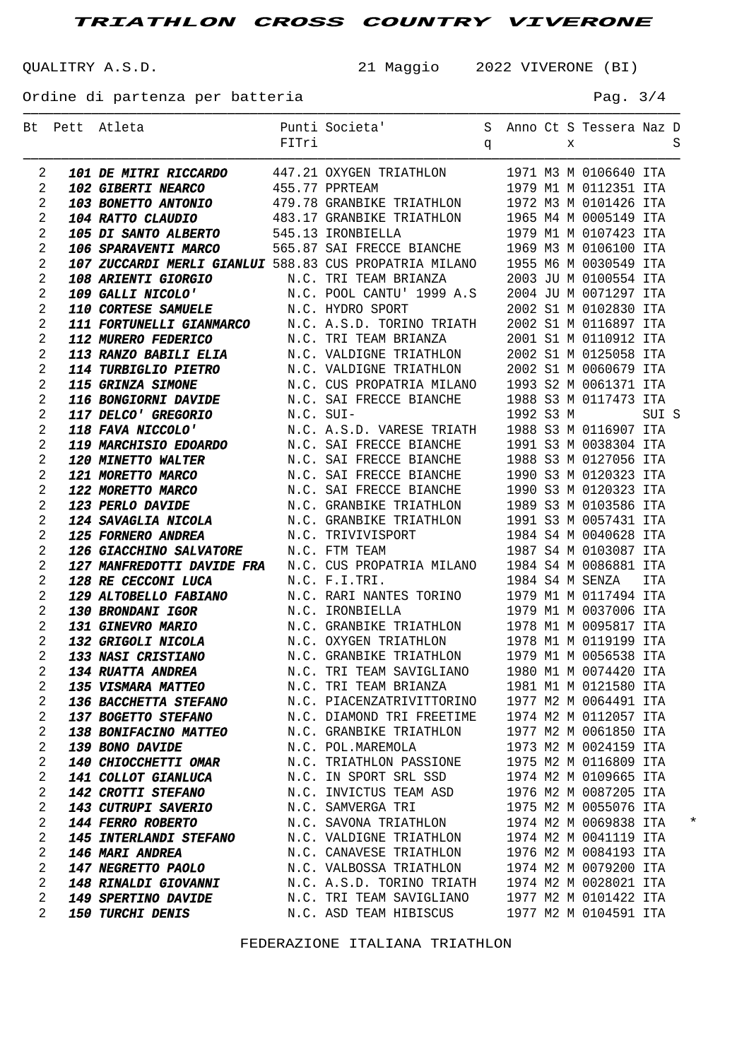# TRIATHLON CROSS COUNTRY VIVERONE

QUALITRY A.S.D. 21 Maggio 2022 VIVERONE (BI)

Ordine di partenza per batteria

| Bt | Pett | Atleta | Punti FITri | Societa' | Sq | Anno | Ct | Sx | Tessera | Naz | DS |
|---|---|---|---|---|---|---|---|---|---|---|---|
| 2 | **101** | ***DE MITRI RICCARDO*** | 447.21 | OXYGEN TRIATHLON | | 1971 | M3 | M | 0106640 | ITA | |
| 2 | **102** | ***GIBERTI NEARCO*** | 455.77 | PPRTEAM | | 1979 | M1 | M | 0112351 | ITA | |
| 2 | **103** | ***BONETTO ANTONIO*** | 479.78 | GRANBIKE TRIATHLON | | 1972 | M3 | M | 0101426 | ITA | |
| 2 | **104** | ***RATTO CLAUDIO*** | 483.17 | GRANBIKE TRIATHLON | | 1965 | M4 | M | 0005149 | ITA | |
| 2 | **105** | ***DI SANTO ALBERTO*** | 545.13 | IRONBIELLA | | 1979 | M1 | M | 0107423 | ITA | |
| 2 | **106** | ***SPARAVENTI MARCO*** | 565.87 | SAI FRECCE BIANCHE | | 1969 | M3 | M | 0106100 | ITA | |
| 2 | **107** | ***ZUCCARDI MERLI GIANLUI*** | 588.83 | CUS PROPATRIA MILANO | | 1955 | M6 | M | 0030549 | ITA | |
| 2 | **108** | ***ARIENTI GIORGIO*** | N.C. | TRI TEAM BRIANZA | | 2003 | JU | M | 0100554 | ITA | |
| 2 | **109** | ***GALLI NICOLO'*** | N.C. | POOL CANTU' 1999 A.S | | 2004 | JU | M | 0071297 | ITA | |
| 2 | **110** | ***CORTESE SAMUELE*** | N.C. | HYDRO SPORT | | 2002 | S1 | M | 0102830 | ITA | |
| 2 | **111** | ***FORTUNELLI GIANMARCO*** | N.C. | A.S.D. TORINO TRIATH | | 2002 | S1 | M | 0116897 | ITA | |
| 2 | **112** | ***MURERO FEDERICO*** | N.C. | TRI TEAM BRIANZA | | 2001 | S1 | M | 0110912 | ITA | |
| 2 | **113** | ***RANZO BABILI ELIA*** | N.C. | VALDIGNE TRIATHLON | | 2002 | S1 | M | 0125058 | ITA | |
| 2 | **114** | ***TURBIGLIO PIETRO*** | N.C. | VALDIGNE TRIATHLON | | 2002 | S1 | M | 0060679 | ITA | |
| 2 | **115** | ***GRINZA SIMONE*** | N.C. | CUS PROPATRIA MILANO | | 1993 | S2 | M | 0061371 | ITA | |
| 2 | **116** | ***BONGIORNI DAVIDE*** | N.C. | SAI FRECCE BIANCHE | | 1988 | S3 | M | 0117473 | ITA | |
| 2 | **117** | ***DELCO' GREGORIO*** | N.C. | SUI- | | 1992 | S3 | M | | SUI | S |
| 2 | **118** | ***FAVA NICCOLO'*** | N.C. | A.S.D. VARESE TRIATH | | 1988 | S3 | M | 0116907 | ITA | |
| 2 | **119** | ***MARCHISIO EDOARDO*** | N.C. | SAI FRECCE BIANCHE | | 1991 | S3 | M | 0038304 | ITA | |
| 2 | **120** | ***MINETTO WALTER*** | N.C. | SAI FRECCE BIANCHE | | 1988 | S3 | M | 0127056 | ITA | |
| 2 | **121** | ***MORETTO MARCO*** | N.C. | SAI FRECCE BIANCHE | | 1990 | S3 | M | 0120323 | ITA | |
| 2 | **122** | ***MORETTO MARCO*** | N.C. | SAI FRECCE BIANCHE | | 1990 | S3 | M | 0120323 | ITA | |
| 2 | **123** | ***PERLO DAVIDE*** | N.C. | GRANBIKE TRIATHLON | | 1989 | S3 | M | 0103586 | ITA | |
| 2 | **124** | ***SAVAGLIA NICOLA*** | N.C. | GRANBIKE TRIATHLON | | 1991 | S3 | M | 0057431 | ITA | |
| 2 | **125** | ***FORNERO ANDREA*** | N.C. | TRIVIVISPORT | | 1984 | S4 | M | 0040628 | ITA | |
| 2 | **126** | ***GIACCHINO SALVATORE*** | N.C. | FTM TEAM | | 1987 | S4 | M | 0103087 | ITA | |
| 2 | **127** | ***MANFREDOTTI DAVIDE FRA*** | N.C. | CUS PROPATRIA MILANO | | 1984 | S4 | M | 0086881 | ITA | |
| 2 | **128** | ***RE CECCONI LUCA*** | N.C. | F.I.TRI. | | 1984 | S4 | M | SENZA | ITA | |
| 2 | **129** | ***ALTOBELLO FABIANO*** | N.C. | RARI NANTES TORINO | | 1979 | M1 | M | 0117494 | ITA | |
| 2 | **130** | ***BRONDANI IGOR*** | N.C. | IRONBIELLA | | 1979 | M1 | M | 0037006 | ITA | |
| 2 | **131** | ***GINEVRO MARIO*** | N.C. | GRANBIKE TRIATHLON | | 1978 | M1 | M | 0095817 | ITA | |
| 2 | **132** | ***GRIGOLI NICOLA*** | N.C. | OXYGEN TRIATHLON | | 1978 | M1 | M | 0119199 | ITA | |
| 2 | **133** | ***NASI CRISTIANO*** | N.C. | GRANBIKE TRIATHLON | | 1979 | M1 | M | 0056538 | ITA | |
| 2 | **134** | ***RUATTA ANDREA*** | N.C. | TRI TEAM SAVIGLIANO | | 1980 | M1 | M | 0074420 | ITA | |
| 2 | **135** | ***VISMARA MATTEO*** | N.C. | TRI TEAM BRIANZA | | 1981 | M1 | M | 0121580 | ITA | |
| 2 | **136** | ***BACCHETTA STEFANO*** | N.C. | PIACENZATRIVITTORINO | | 1977 | M2 | M | 0064491 | ITA | |
| 2 | **137** | ***BOGETTO STEFANO*** | N.C. | DIAMOND TRI FREETIME | | 1974 | M2 | M | 0112057 | ITA | |
| 2 | **138** | ***BONIFACINO MATTEO*** | N.C. | GRANBIKE TRIATHLON | | 1977 | M2 | M | 0061850 | ITA | |
| 2 | **139** | ***BONO DAVIDE*** | N.C. | POL.MAREMOLA | | 1973 | M2 | M | 0024159 | ITA | |
| 2 | **140** | ***CHIOCCHETTI OMAR*** | N.C. | TRIATHLON PASSIONE | | 1975 | M2 | M | 0116809 | ITA | |
| 2 | **141** | ***COLLOT GIANLUCA*** | N.C. | IN SPORT SRL SSD | | 1974 | M2 | M | 0109665 | ITA | |
| 2 | **142** | ***CROTTI STEFANO*** | N.C. | INVICTUS TEAM ASD | | 1976 | M2 | M | 0087205 | ITA | |
| 2 | **143** | ***CUTRUPI SAVERIO*** | N.C. | SAMVERGA TRI | | 1975 | M2 | M | 0055076 | ITA | |
| 2 | **144** | ***FERRO ROBERTO*** | N.C. | SAVONA TRIATHLON | | 1974 | M2 | M | 0069838 | ITA | * |
| 2 | **145** | ***INTERLANDI STEFANO*** | N.C. | VALDIGNE TRIATHLON | | 1974 | M2 | M | 0041119 | ITA | |
| 2 | **146** | ***MARI ANDREA*** | N.C. | CANAVESE TRIATHLON | | 1976 | M2 | M | 0084193 | ITA | |
| 2 | **147** | ***NEGRETTO PAOLO*** | N.C. | VALBOSSA TRIATHLON | | 1974 | M2 | M | 0079200 | ITA | |
| 2 | **148** | ***RINALDI GIOVANNI*** | N.C. | A.S.D. TORINO TRIATH | | 1974 | M2 | M | 0028021 | ITA | |
| 2 | **149** | ***SPERTINO DAVIDE*** | N.C. | TRI TEAM SAVIGLIANO | | 1977 | M2 | M | 0101422 | ITA | |
| 2 | **150** | ***TURCHI DENIS*** | N.C. | ASD TEAM HIBISCUS | | 1977 | M2 | M | 0104591 | ITA | |

FEDERAZIONE ITALIANA TRIATHLON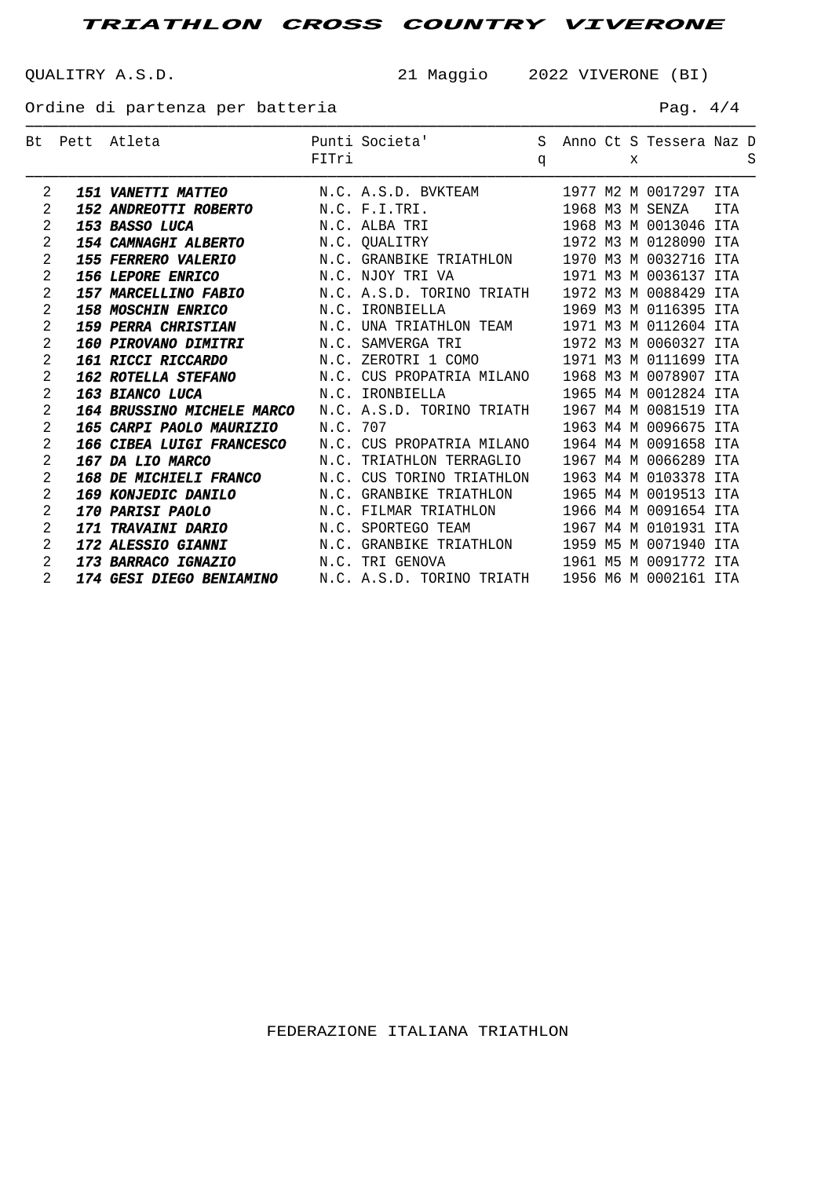# TRIATHLON CROSS COUNTRY VIVERONE

QUALITRY A.S.D. 21 Maggio 2022 VIVERONE (BI)

Ordine di partenza per batteria

| Bt | Pett | Atleta | Punti FITri | Societa' | Sq | Anno | Ct | Sx | Tessera | Naz | DS |
|---|---|---|---|---|---|---|---|---|---|---|---|
| 2 | **151** | ***VANETTI MATTEO*** | N.C. | A.S.D. BVKTEAM | | 1977 | M2 | M | 0017297 | ITA | |
| 2 | **152** | ***ANDREOTTI ROBERTO*** | N.C. | F.I.TRI. | | 1968 | M3 | M | SENZA | ITA | |
| 2 | **153** | ***BASSO LUCA*** | N.C. | ALBA TRI | | 1968 | M3 | M | 0013046 | ITA | |
| 2 | **154** | ***CAMNAGHI ALBERTO*** | N.C. | QUALITRY | | 1972 | M3 | M | 0128090 | ITA | |
| 2 | **155** | ***FERRERO VALERIO*** | N.C. | GRANBIKE TRIATHLON | | 1970 | M3 | M | 0032716 | ITA | |
| 2 | **156** | ***LEPORE ENRICO*** | N.C. | NJOY TRI VA | | 1971 | M3 | M | 0036137 | ITA | |
| 2 | **157** | ***MARCELLINO FABIO*** | N.C. | A.S.D. TORINO TRIATH | | 1972 | M3 | M | 0088429 | ITA | |
| 2 | **158** | ***MOSCHIN ENRICO*** | N.C. | IRONBIELLA | | 1969 | M3 | M | 0116395 | ITA | |
| 2 | **159** | ***PERRA CHRISTIAN*** | N.C. | UNA TRIATHLON TEAM | | 1971 | M3 | M | 0112604 | ITA | |
| 2 | **160** | ***PIROVANO DIMITRI*** | N.C. | SAMVERGA TRI | | 1972 | M3 | M | 0060327 | ITA | |
| 2 | **161** | ***RICCI RICCARDO*** | N.C. | ZEROTRI 1 COMO | | 1971 | M3 | M | 0111699 | ITA | |
| 2 | **162** | ***ROTELLA STEFANO*** | N.C. | CUS PROPATRIA MILANO | | 1968 | M3 | M | 0078907 | ITA | |
| 2 | **163** | ***BIANCO LUCA*** | N.C. | IRONBIELLA | | 1965 | M4 | M | 0012824 | ITA | |
| 2 | **164** | ***BRUSSINO MICHELE MARCO*** | N.C. | A.S.D. TORINO TRIATH | | 1967 | M4 | M | 0081519 | ITA | |
| 2 | **165** | ***CARPI PAOLO MAURIZIO*** | N.C. | 707 | | 1963 | M4 | M | 0096675 | ITA | |
| 2 | **166** | ***CIBEA LUIGI FRANCESCO*** | N.C. | CUS PROPATRIA MILANO | | 1964 | M4 | M | 0091658 | ITA | |
| 2 | **167** | ***DA LIO MARCO*** | N.C. | TRIATHLON TERRAGLIO | | 1967 | M4 | M | 0066289 | ITA | |
| 2 | **168** | ***DE MICHIELI FRANCO*** | N.C. | CUS TORINO TRIATHLON | | 1963 | M4 | M | 0103378 | ITA | |
| 2 | **169** | ***KONJEDIC DANILO*** | N.C. | GRANBIKE TRIATHLON | | 1965 | M4 | M | 0019513 | ITA | |
| 2 | **170** | ***PARISI PAOLO*** | N.C. | FILMAR TRIATHLON | | 1966 | M4 | M | 0091654 | ITA | |
| 2 | **171** | ***TRAVAINI DARIO*** | N.C. | SPORTEGO TEAM | | 1967 | M4 | M | 0101931 | ITA | |
| 2 | **172** | ***ALESSIO GIANNI*** | N.C. | GRANBIKE TRIATHLON | | 1959 | M5 | M | 0071940 | ITA | |
| 2 | **173** | ***BARRACO IGNAZIO*** | N.C. | TRI GENOVA | | 1961 | M5 | M | 0091772 | ITA | |
| 2 | **174** | ***GESI DIEGO BENIAMINO*** | N.C. | A.S.D. TORINO TRIATH | | 1956 | M6 | M | 0002161 | ITA | |

FEDERAZIONE ITALIANA TRIATHLON